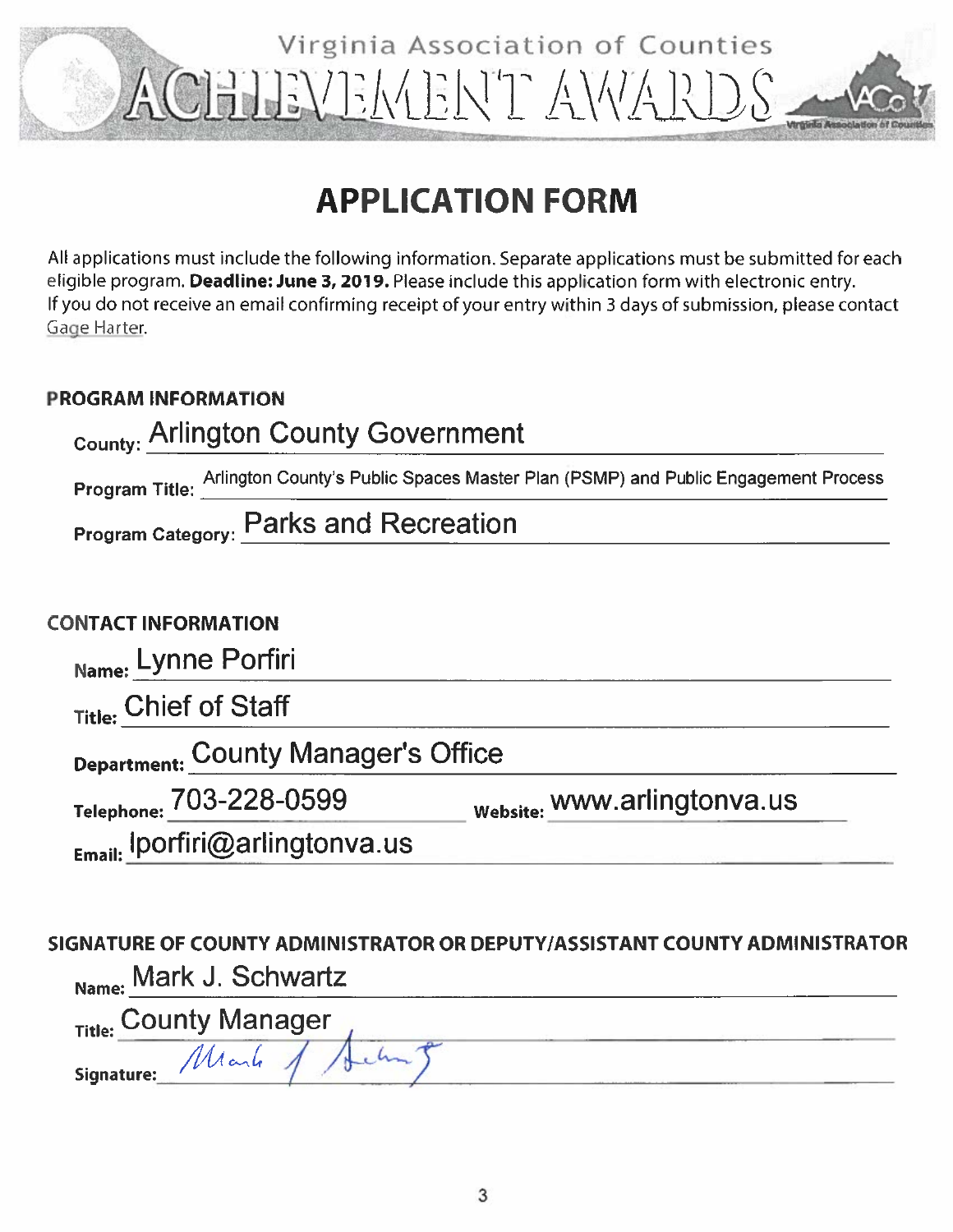Virginia Association of Counties

# ACHIEVEMENT AWARDS

# APPLICATION FORM

All applications must include the following information. Separate applications must be submitted for each eligible program. **Deadline: June 3, 2019.** Please include this application form with electronic entry. If you do not receive an email confirming receipt of your entry within 3 days of submission, please contact Gage Harter.

## PROGRAM INFORMATION

**County:** Arlington County Government

**Program Title:** Arlington County's Public Spaces Master Plan (PSMP) and Public Engagement Process

**Program Category:** Parks and Recreation

## CONTACT INFORMATION

**Name:** Lynne Porfiri

**Title:** Chief of Staff

**Department:** County Manager's Office

**Telephone:** 703-228-0599 **Website:** www.arlingtonva.us

**Email:** lporfiri@arlingtonva.us

## SIGNATURE OF COUNTY ADMINISTRATOR OR DEPUTY/ASSISTANT COUNTY ADMINISTRATOR

**Name:** Mark J. Schwartz

**Title:** County Manager

**Signature:** Mark J. Schwartz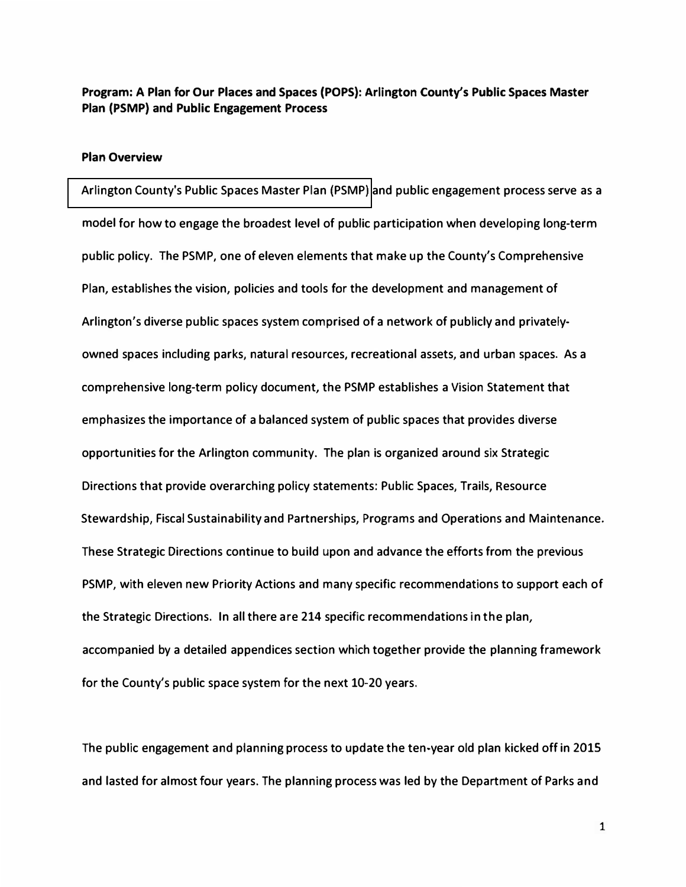**Program: A Plan for Our Places and Spaces (POPS): Arlington County's Public Spaces Master Plan (PSMP) and Public Engagement Process**

**Plan Overview**

Arlington County's Public Spaces Master Plan (PSMP) and public engagement process serve as a model for how to engage the broadest level of public participation when developing long-term public policy. The PSMP, one of eleven elements that make up the County's Comprehensive Plan, establishes the vision, policies and tools for the development and management of Arlington's diverse public spaces system comprised of a network of publicly and privately-owned spaces including parks, natural resources, recreational assets, and urban spaces. As a comprehensive long-term policy document, the PSMP establishes a Vision Statement that emphasizes the importance of a balanced system of public spaces that provides diverse opportunities for the Arlington community. The plan is organized around six Strategic Directions that provide overarching policy statements: Public Spaces, Trails, Resource Stewardship, Fiscal Sustainability and Partnerships, Programs and Operations and Maintenance. These Strategic Directions continue to build upon and advance the efforts from the previous PSMP, with eleven new Priority Actions and many specific recommendations to support each of the Strategic Directions. In all there are 214 specific recommendations in the plan, accompanied by a detailed appendices section which together provide the planning framework for the County's public space system for the next 10-20 years.

The public engagement and planning process to update the ten-year old plan kicked off in 2015 and lasted for almost four years. The planning process was led by the Department of Parks and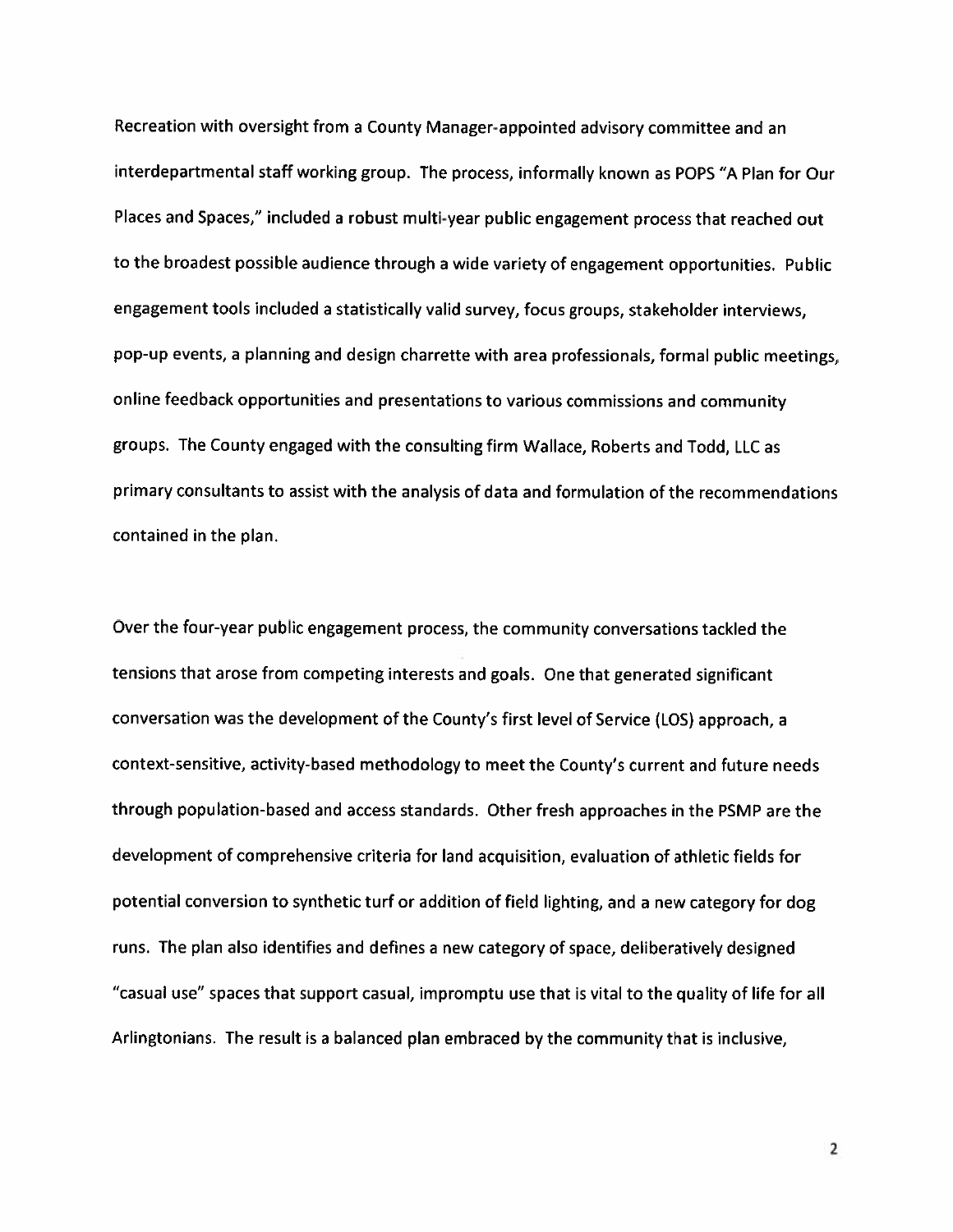Recreation with oversight from a County Manager-appointed advisory committee and an interdepartmental staff working group. The process, informally known as POPS "A Plan for Our Places and Spaces," included a robust multi-year public engagement process that reached out to the broadest possible audience through a wide variety of engagement opportunities. Public engagement tools included a statistically valid survey, focus groups, stakeholder interviews, pop-up events, a planning and design charrette with area professionals, formal public meetings, online feedback opportunities and presentations to various commissions and community groups. The County engaged with the consulting firm Wallace, Roberts and Todd, LLC as primary consultants to assist with the analysis of data and formulation of the recommendations contained in the plan.

Over the four-year public engagement process, the community conversations tackled the tensions that arose from competing interests and goals. One that generated significant conversation was the development of the County's first level of Service (LOS) approach, a context-sensitive, activity-based methodology to meet the County's current and future needs through population-based and access standards. Other fresh approaches in the PSMP are the development of comprehensive criteria for land acquisition, evaluation of athletic fields for potential conversion to synthetic turf or addition of field lighting, and a new category for dog runs. The plan also identifies and defines a new category of space, deliberatively designed "casual use" spaces that support casual, impromptu use that is vital to the quality of life for all Arlingtonians. The result is a balanced plan embraced by the community that is inclusive,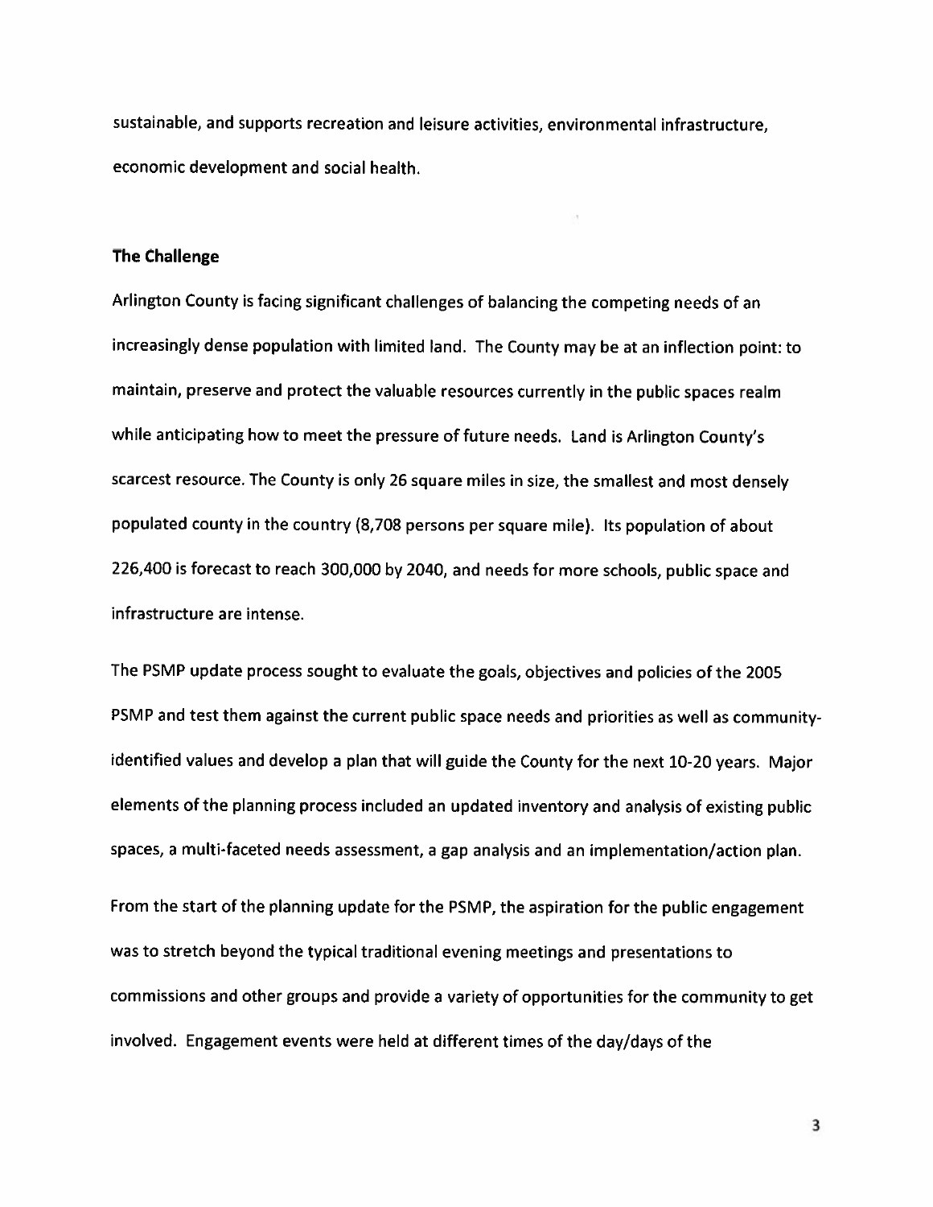sustainable, and supports recreation and leisure activities, environmental infrastructure, economic development and social health.

## The Challenge

Arlington County is facing significant challenges of balancing the competing needs of an increasingly dense population with limited land. The County may be at an inflection point: to maintain, preserve and protect the valuable resources currently in the public spaces realm while anticipating how to meet the pressure of future needs. Land is Arlington County's scarcest resource. The County is only 26 square miles in size, the smallest and most densely populated county in the country (8,708 persons per square mile). Its population of about 226,400 is forecast to reach 300,000 by 2040, and needs for more schools, public space and infrastructure are intense.

The PSMP update process sought to evaluate the goals, objectives and policies of the 2005 PSMP and test them against the current public space needs and priorities as well as community-identified values and develop a plan that will guide the County for the next 10-20 years. Major elements of the planning process included an updated inventory and analysis of existing public spaces, a multi-faceted needs assessment, a gap analysis and an implementation/action plan.

From the start of the planning update for the PSMP, the aspiration for the public engagement was to stretch beyond the typical traditional evening meetings and presentations to commissions and other groups and provide a variety of opportunities for the community to get involved. Engagement events were held at different times of the day/days of the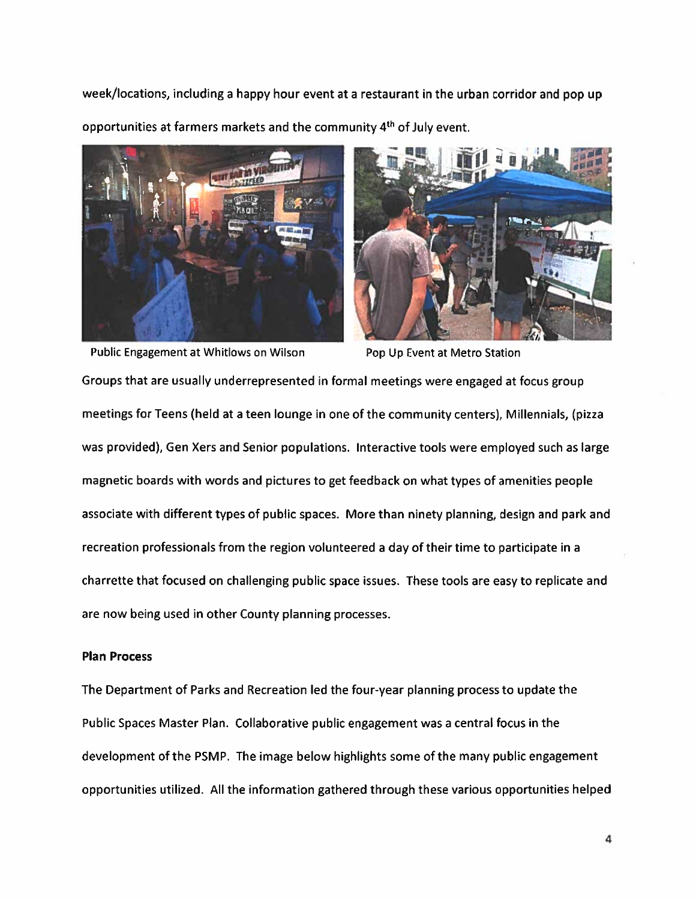week/locations, including a happy hour event at a restaurant in the urban corridor and pop up opportunities at farmers markets and the community 4th of July event.

Public Engagement at Whitlows on Wilson

Pop Up Event at Metro Station

Groups that are usually underrepresented in formal meetings were engaged at focus group meetings for Teens (held at a teen lounge in one of the community centers), Millennials, (pizza was provided), Gen Xers and Senior populations. Interactive tools were employed such as large magnetic boards with words and pictures to get feedback on what types of amenities people associate with different types of public spaces. More than ninety planning, design and park and recreation professionals from the region volunteered a day of their time to participate in a charrette that focused on challenging public space issues. These tools are easy to replicate and are now being used in other County planning processes.

**Plan Process**

The Department of Parks and Recreation led the four-year planning process to update the Public Spaces Master Plan. Collaborative public engagement was a central focus in the development of the PSMP. The image below highlights some of the many public engagement opportunities utilized. All the information gathered through these various opportunities helped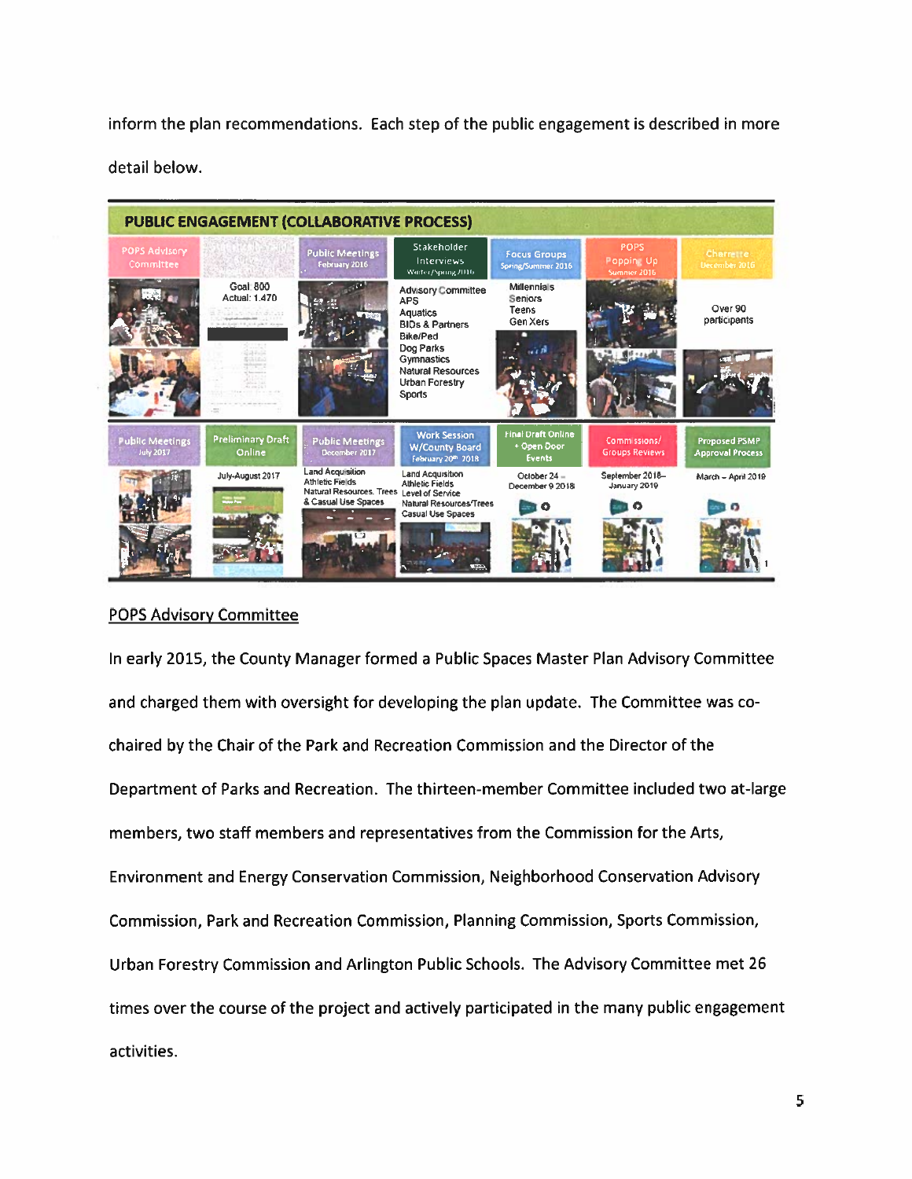inform the plan recommendations. Each step of the public engagement is described in more detail below.

**PUBLIC ENGAGEMENT (COLLABORATIVE PROCESS)**

| POPS Advisory Committee | Statistically Valid Survey | Public Meetings February 2016 | Stakeholder Interviews Winter/Spring 2016 | Focus Groups Spring/Summer 2016 | POPS Popping Up Summer 2016 | Charrette December 2016 |
|---|---|---|---|---|---|---|
| | Goal: 800<br>Actual: 1,470 | | Advisory Committee<br>APS<br>Aquatics<br>BIDs & Partners<br>Bike/Ped<br>Dog Parks<br>Gymnastics<br>Natural Resources<br>Urban Forestry<br>Sports | Millennials<br>Seniors<br>Teens<br>Gen Xers | | Over 90 participants |

| Public Meetings July 2017 | Preliminary Draft Online | Public Meetings December 2017 | Work Session W/County Board February 20th 2018 | Final Draft Online + Open Door Events | Commissions/ Groups Reviews | Proposed PSMP Approval Process |
|---|---|---|---|---|---|---|
| | July-August 2017 | Land Acquisition<br>Athletic Fields<br>Natural Resources, Trees & Casual Use Spaces | Land Acquisition<br>Athletic Fields<br>Level of Service<br>Natural Resources/Trees<br>Casual Use Spaces | October 24 – December 9 2018 | September 2018– January 2019 | March – April 2019 |

## POPS Advisory Committee

In early 2015, the County Manager formed a Public Spaces Master Plan Advisory Committee and charged them with oversight for developing the plan update. The Committee was co-chaired by the Chair of the Park and Recreation Commission and the Director of the Department of Parks and Recreation. The thirteen-member Committee included two at-large members, two staff members and representatives from the Commission for the Arts, Environment and Energy Conservation Commission, Neighborhood Conservation Advisory Commission, Park and Recreation Commission, Planning Commission, Sports Commission, Urban Forestry Commission and Arlington Public Schools. The Advisory Committee met 26 times over the course of the project and actively participated in the many public engagement activities.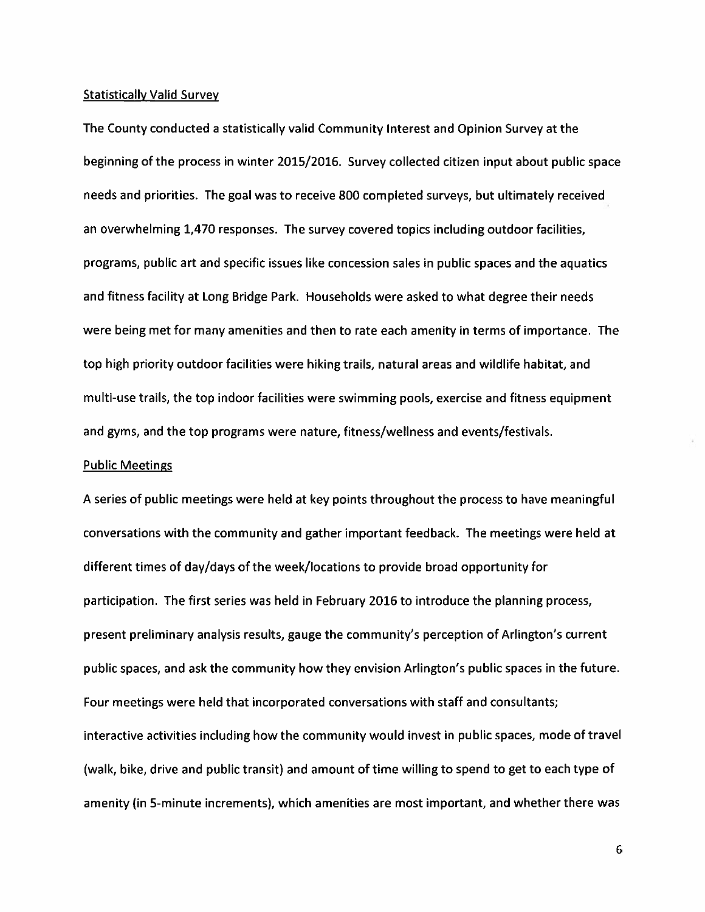<u>Statistically Valid Survey</u>

The County conducted a statistically valid Community Interest and Opinion Survey at the beginning of the process in winter 2015/2016. Survey collected citizen input about public space needs and priorities. The goal was to receive 800 completed surveys, but ultimately received an overwhelming 1,470 responses. The survey covered topics including outdoor facilities, programs, public art and specific issues like concession sales in public spaces and the aquatics and fitness facility at Long Bridge Park. Households were asked to what degree their needs were being met for many amenities and then to rate each amenity in terms of importance. The top high priority outdoor facilities were hiking trails, natural areas and wildlife habitat, and multi-use trails, the top indoor facilities were swimming pools, exercise and fitness equipment and gyms, and the top programs were nature, fitness/wellness and events/festivals.

<u>Public Meetings</u>

A series of public meetings were held at key points throughout the process to have meaningful conversations with the community and gather important feedback. The meetings were held at different times of day/days of the week/locations to provide broad opportunity for participation. The first series was held in February 2016 to introduce the planning process, present preliminary analysis results, gauge the community's perception of Arlington's current public spaces, and ask the community how they envision Arlington's public spaces in the future. Four meetings were held that incorporated conversations with staff and consultants; interactive activities including how the community would invest in public spaces, mode of travel (walk, bike, drive and public transit) and amount of time willing to spend to get to each type of amenity (in 5-minute increments), which amenities are most important, and whether there was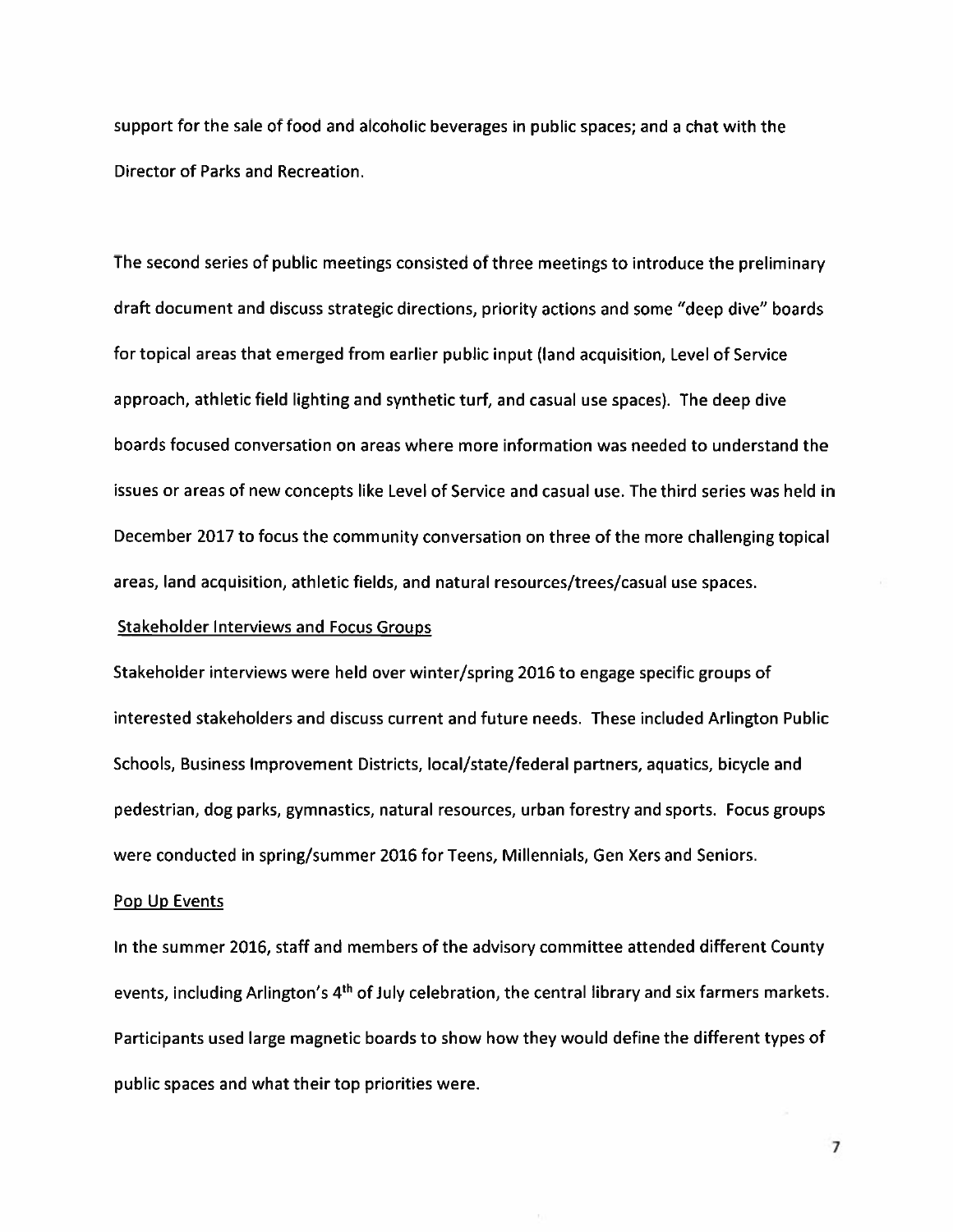support for the sale of food and alcoholic beverages in public spaces; and a chat with the Director of Parks and Recreation.

The second series of public meetings consisted of three meetings to introduce the preliminary draft document and discuss strategic directions, priority actions and some "deep dive" boards for topical areas that emerged from earlier public input (land acquisition, Level of Service approach, athletic field lighting and synthetic turf, and casual use spaces). The deep dive boards focused conversation on areas where more information was needed to understand the issues or areas of new concepts like Level of Service and casual use. The third series was held in December 2017 to focus the community conversation on three of the more challenging topical areas, land acquisition, athletic fields, and natural resources/trees/casual use spaces.

Stakeholder Interviews and Focus Groups

Stakeholder interviews were held over winter/spring 2016 to engage specific groups of interested stakeholders and discuss current and future needs. These included Arlington Public Schools, Business Improvement Districts, local/state/federal partners, aquatics, bicycle and pedestrian, dog parks, gymnastics, natural resources, urban forestry and sports. Focus groups were conducted in spring/summer 2016 for Teens, Millennials, Gen Xers and Seniors.

Pop Up Events

In the summer 2016, staff and members of the advisory committee attended different County events, including Arlington's 4th of July celebration, the central library and six farmers markets. Participants used large magnetic boards to show how they would define the different types of public spaces and what their top priorities were.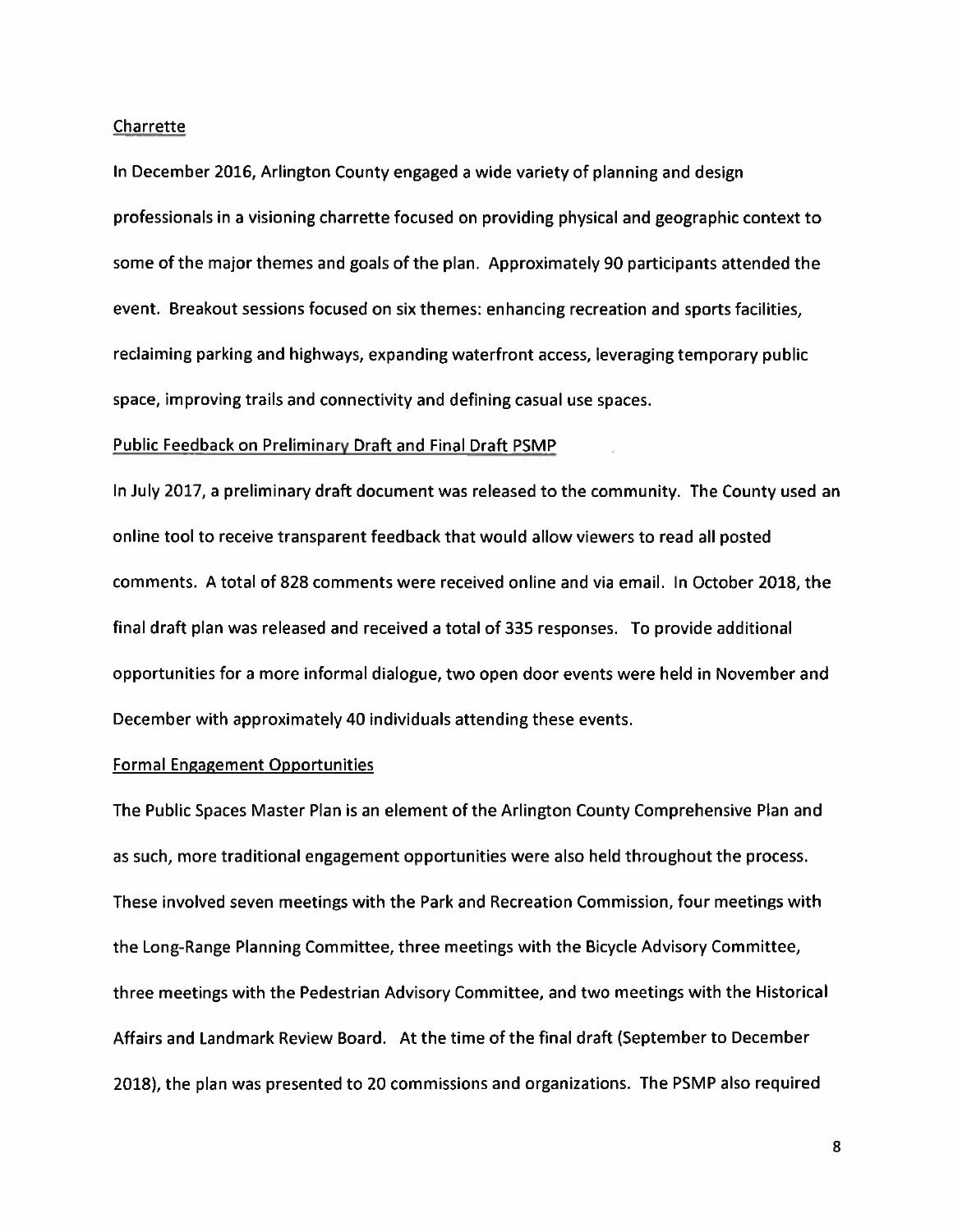### Charrette

In December 2016, Arlington County engaged a wide variety of planning and design professionals in a visioning charrette focused on providing physical and geographic context to some of the major themes and goals of the plan. Approximately 90 participants attended the event. Breakout sessions focused on six themes: enhancing recreation and sports facilities, reclaiming parking and highways, expanding waterfront access, leveraging temporary public space, improving trails and connectivity and defining casual use spaces.

### Public Feedback on Preliminary Draft and Final Draft PSMP

In July 2017, a preliminary draft document was released to the community. The County used an online tool to receive transparent feedback that would allow viewers to read all posted comments. A total of 828 comments were received online and via email. In October 2018, the final draft plan was released and received a total of 335 responses. To provide additional opportunities for a more informal dialogue, two open door events were held in November and December with approximately 40 individuals attending these events.

### Formal Engagement Opportunities

The Public Spaces Master Plan is an element of the Arlington County Comprehensive Plan and as such, more traditional engagement opportunities were also held throughout the process. These involved seven meetings with the Park and Recreation Commission, four meetings with the Long-Range Planning Committee, three meetings with the Bicycle Advisory Committee, three meetings with the Pedestrian Advisory Committee, and two meetings with the Historical Affairs and Landmark Review Board. At the time of the final draft (September to December 2018), the plan was presented to 20 commissions and organizations. The PSMP also required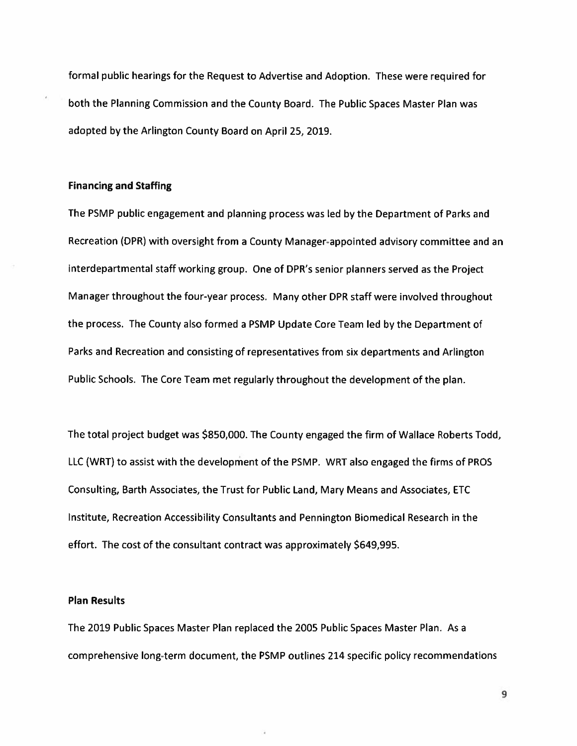formal public hearings for the Request to Advertise and Adoption. These were required for both the Planning Commission and the County Board. The Public Spaces Master Plan was adopted by the Arlington County Board on April 25, 2019.

**Financing and Staffing**

The PSMP public engagement and planning process was led by the Department of Parks and Recreation (DPR) with oversight from a County Manager-appointed advisory committee and an interdepartmental staff working group. One of DPR's senior planners served as the Project Manager throughout the four-year process. Many other DPR staff were involved throughout the process. The County also formed a PSMP Update Core Team led by the Department of Parks and Recreation and consisting of representatives from six departments and Arlington Public Schools. The Core Team met regularly throughout the development of the plan.

The total project budget was $850,000. The County engaged the firm of Wallace Roberts Todd, LLC (WRT) to assist with the development of the PSMP. WRT also engaged the firms of PROS Consulting, Barth Associates, the Trust for Public Land, Mary Means and Associates, ETC Institute, Recreation Accessibility Consultants and Pennington Biomedical Research in the effort. The cost of the consultant contract was approximately $649,995.

**Plan Results**

The 2019 Public Spaces Master Plan replaced the 2005 Public Spaces Master Plan. As a comprehensive long-term document, the PSMP outlines 214 specific policy recommendations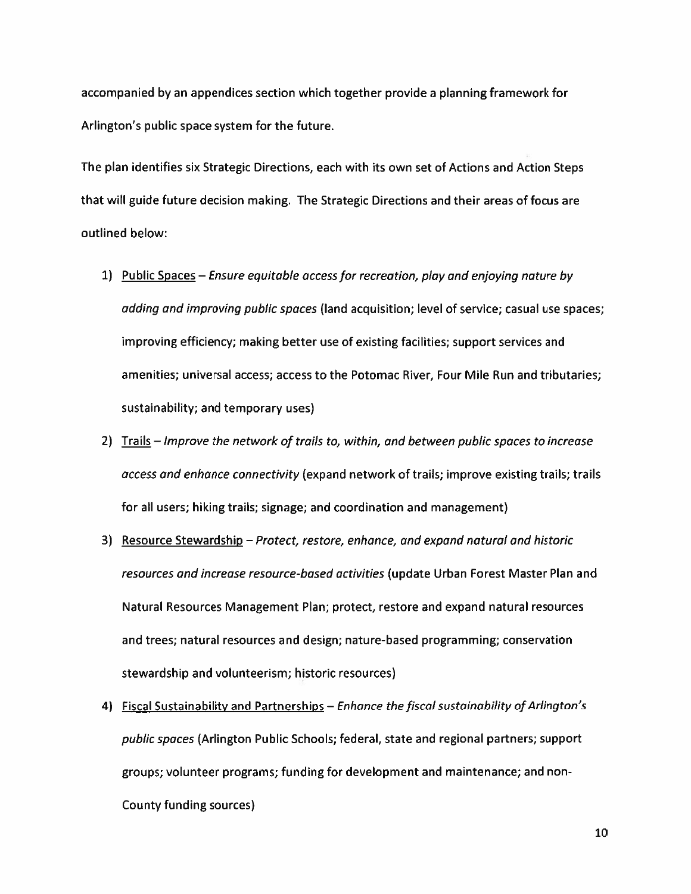accompanied by an appendices section which together provide a planning framework for Arlington's public space system for the future.

The plan identifies six Strategic Directions, each with its own set of Actions and Action Steps that will guide future decision making. The Strategic Directions and their areas of focus are outlined below:

1) <u>Public Spaces</u> – *Ensure equitable access for recreation, play and enjoying nature by adding and improving public spaces* (land acquisition; level of service; casual use spaces; improving efficiency; making better use of existing facilities; support services and amenities; universal access; access to the Potomac River, Four Mile Run and tributaries; sustainability; and temporary uses)
2) <u>Trails</u> – *Improve the network of trails to, within, and between public spaces to increase access and enhance connectivity* (expand network of trails; improve existing trails; trails for all users; hiking trails; signage; and coordination and management)
3) <u>Resource Stewardship</u> – *Protect, restore, enhance, and expand natural and historic resources and increase resource-based activities* (update Urban Forest Master Plan and Natural Resources Management Plan; protect, restore and expand natural resources and trees; natural resources and design; nature-based programming; conservation stewardship and volunteerism; historic resources)
4) <u>Fiscal Sustainability and Partnerships</u> – *Enhance the fiscal sustainability of Arlington's public spaces* (Arlington Public Schools; federal, state and regional partners; support groups; volunteer programs; funding for development and maintenance; and non-County funding sources)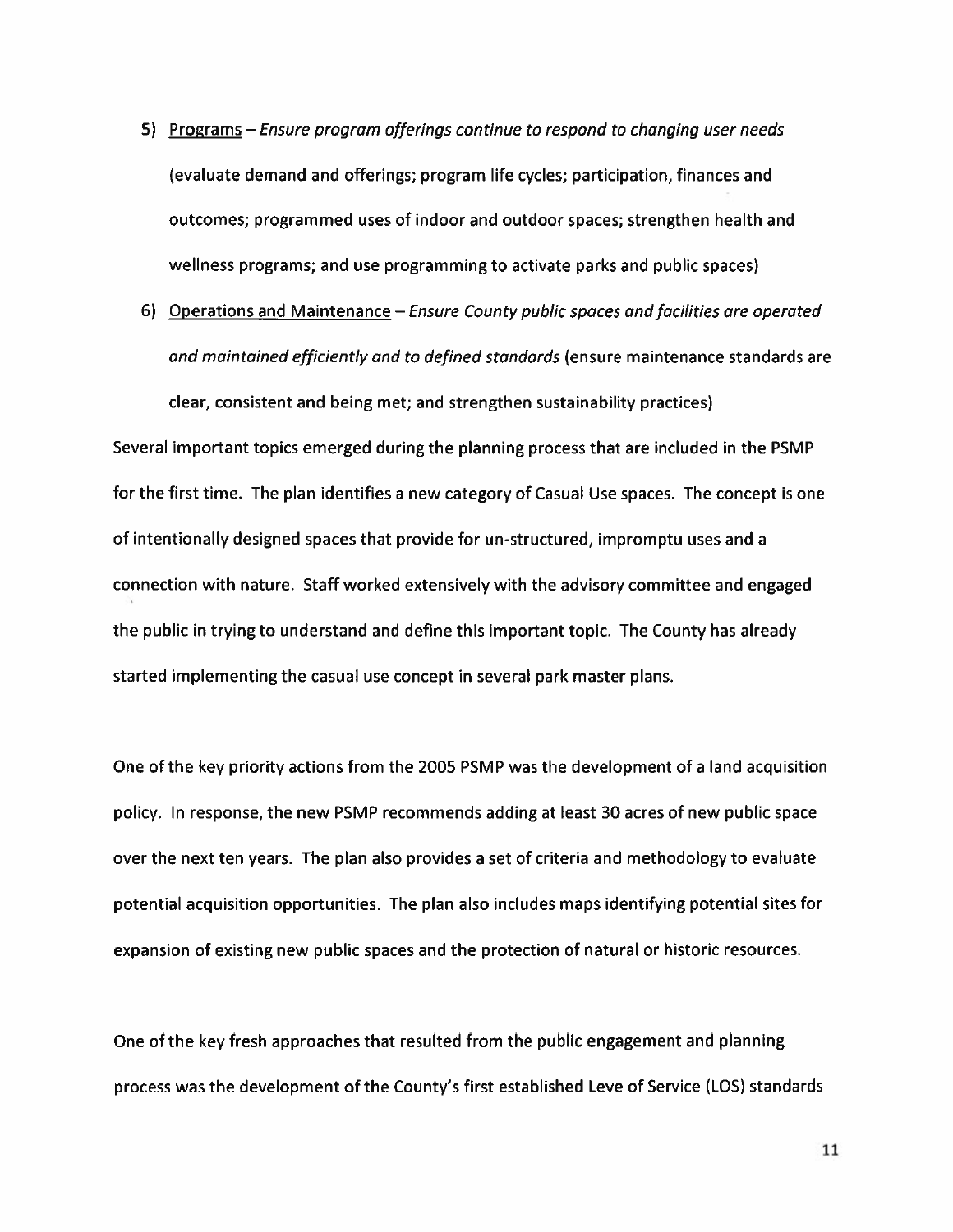5) <u>Programs</u> – *Ensure program offerings continue to respond to changing user needs* (evaluate demand and offerings; program life cycles; participation, finances and outcomes; programmed uses of indoor and outdoor spaces; strengthen health and wellness programs; and use programming to activate parks and public spaces)

6) <u>Operations and Maintenance</u> – *Ensure County public spaces and facilities are operated and maintained efficiently and to defined standards* (ensure maintenance standards are clear, consistent and being met; and strengthen sustainability practices)

Several important topics emerged during the planning process that are included in the PSMP for the first time. The plan identifies a new category of Casual Use spaces. The concept is one of intentionally designed spaces that provide for un-structured, impromptu uses and a connection with nature. Staff worked extensively with the advisory committee and engaged the public in trying to understand and define this important topic. The County has already started implementing the casual use concept in several park master plans.

One of the key priority actions from the 2005 PSMP was the development of a land acquisition policy. In response, the new PSMP recommends adding at least 30 acres of new public space over the next ten years. The plan also provides a set of criteria and methodology to evaluate potential acquisition opportunities. The plan also includes maps identifying potential sites for expansion of existing new public spaces and the protection of natural or historic resources.

One of the key fresh approaches that resulted from the public engagement and planning process was the development of the County's first established Leve of Service (LOS) standards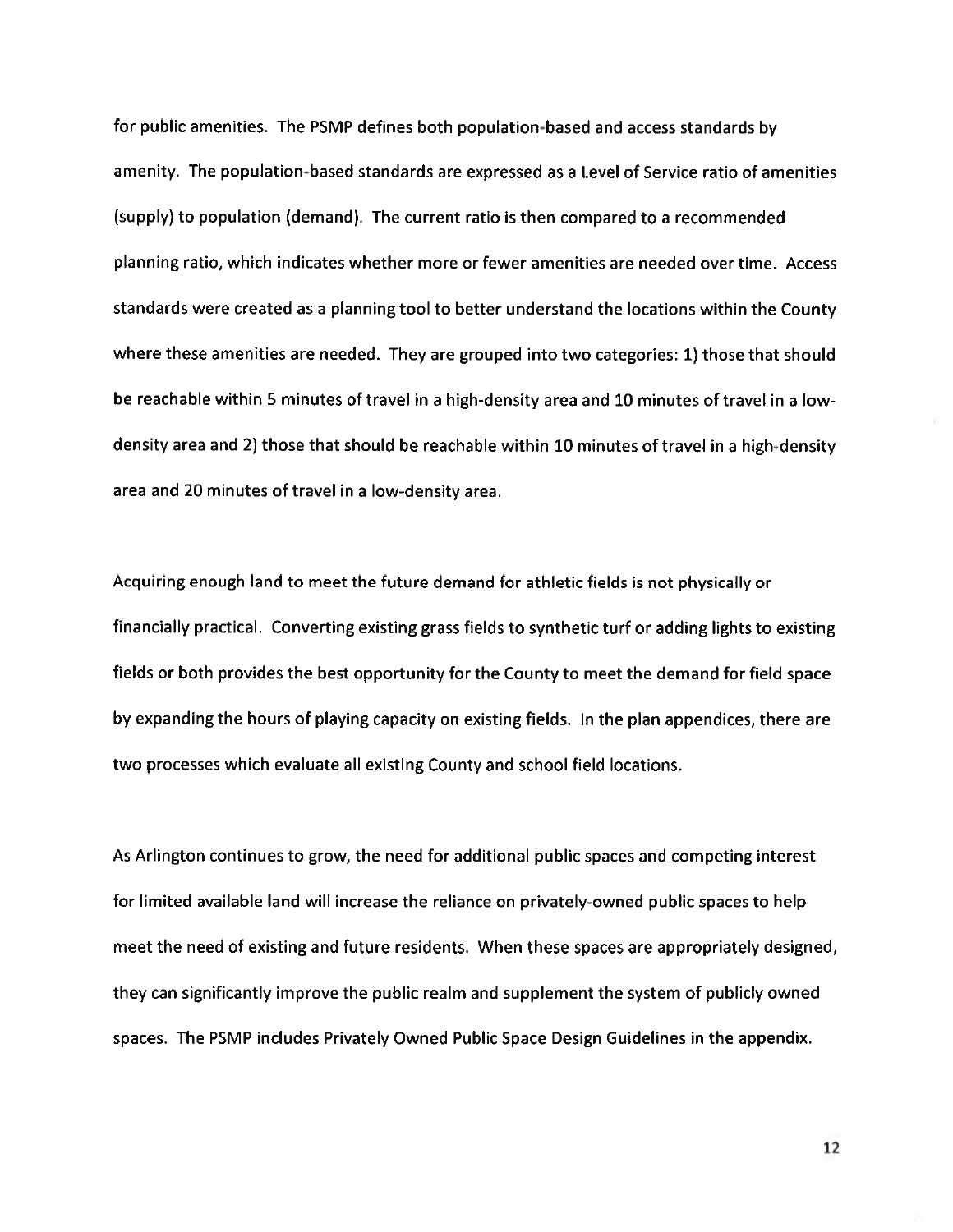for public amenities. The PSMP defines both population-based and access standards by amenity. The population-based standards are expressed as a Level of Service ratio of amenities (supply) to population (demand). The current ratio is then compared to a recommended planning ratio, which indicates whether more or fewer amenities are needed over time. Access standards were created as a planning tool to better understand the locations within the County where these amenities are needed. They are grouped into two categories: 1) those that should be reachable within 5 minutes of travel in a high-density area and 10 minutes of travel in a low-density area and 2) those that should be reachable within 10 minutes of travel in a high-density area and 20 minutes of travel in a low-density area.

Acquiring enough land to meet the future demand for athletic fields is not physically or financially practical. Converting existing grass fields to synthetic turf or adding lights to existing fields or both provides the best opportunity for the County to meet the demand for field space by expanding the hours of playing capacity on existing fields. In the plan appendices, there are two processes which evaluate all existing County and school field locations.

As Arlington continues to grow, the need for additional public spaces and competing interest for limited available land will increase the reliance on privately-owned public spaces to help meet the need of existing and future residents. When these spaces are appropriately designed, they can significantly improve the public realm and supplement the system of publicly owned spaces. The PSMP includes Privately Owned Public Space Design Guidelines in the appendix.